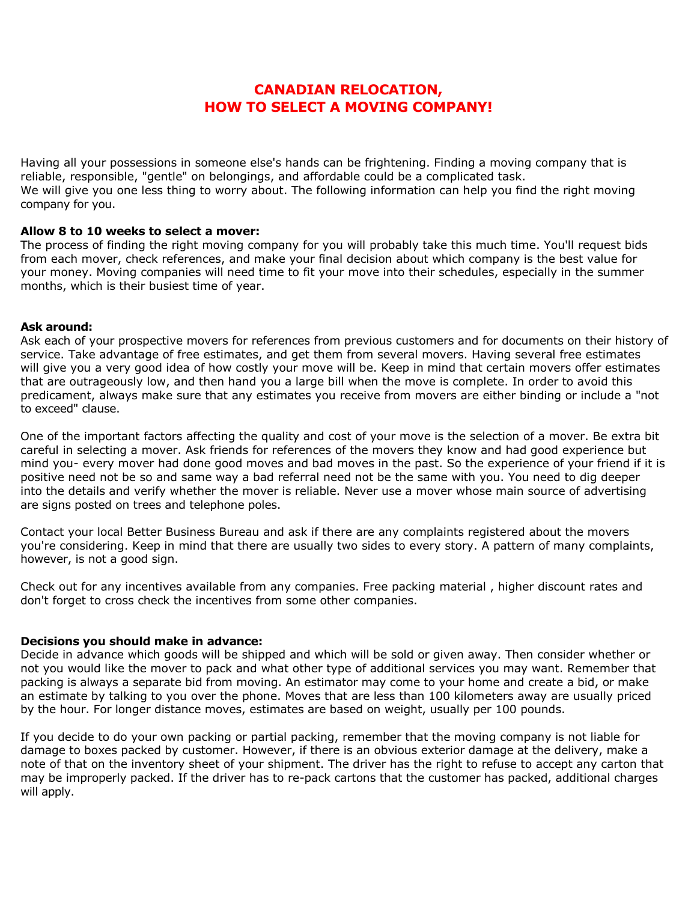# CANADIAN RELOCATION,
# HOW TO SELECT A MOVING COMPANY!

Having all your possessions in someone else's hands can be frightening. Finding a moving company that is reliable, responsible, "gentle" on belongings, and affordable could be a complicated task.
We will give you one less thing to worry about. The following information can help you find the right moving company for you.

**Allow 8 to 10 weeks to select a mover:**
The process of finding the right moving company for you will probably take this much time. You'll request bids from each mover, check references, and make your final decision about which company is the best value for your money. Moving companies will need time to fit your move into their schedules, especially in the summer months, which is their busiest time of year.

**Ask around:**
Ask each of your prospective movers for references from previous customers and for documents on their history of service. Take advantage of free estimates, and get them from several movers. Having several free estimates will give you a very good idea of how costly your move will be. Keep in mind that certain movers offer estimates that are outrageously low, and then hand you a large bill when the move is complete. In order to avoid this predicament, always make sure that any estimates you receive from movers are either binding or include a "not to exceed" clause.

One of the important factors affecting the quality and cost of your move is the selection of a mover. Be extra bit careful in selecting a mover. Ask friends for references of the movers they know and had good experience but mind you- every mover had done good moves and bad moves in the past. So the experience of your friend if it is positive need not be so and same way a bad referral need not be the same with you. You need to dig deeper into the details and verify whether the mover is reliable. Never use a mover whose main source of advertising are signs posted on trees and telephone poles.

Contact your local Better Business Bureau and ask if there are any complaints registered about the movers you're considering. Keep in mind that there are usually two sides to every story. A pattern of many complaints, however, is not a good sign.

Check out for any incentives available from any companies. Free packing material , higher discount rates and don't forget to cross check the incentives from some other companies.

**Decisions you should make in advance:**
Decide in advance which goods will be shipped and which will be sold or given away. Then consider whether or not you would like the mover to pack and what other type of additional services you may want. Remember that packing is always a separate bid from moving. An estimator may come to your home and create a bid, or make an estimate by talking to you over the phone. Moves that are less than 100 kilometers away are usually priced by the hour. For longer distance moves, estimates are based on weight, usually per 100 pounds.

If you decide to do your own packing or partial packing, remember that the moving company is not liable for damage to boxes packed by customer. However, if there is an obvious exterior damage at the delivery, make a note of that on the inventory sheet of your shipment. The driver has the right to refuse to accept any carton that may be improperly packed. If the driver has to re-pack cartons that the customer has packed, additional charges will apply.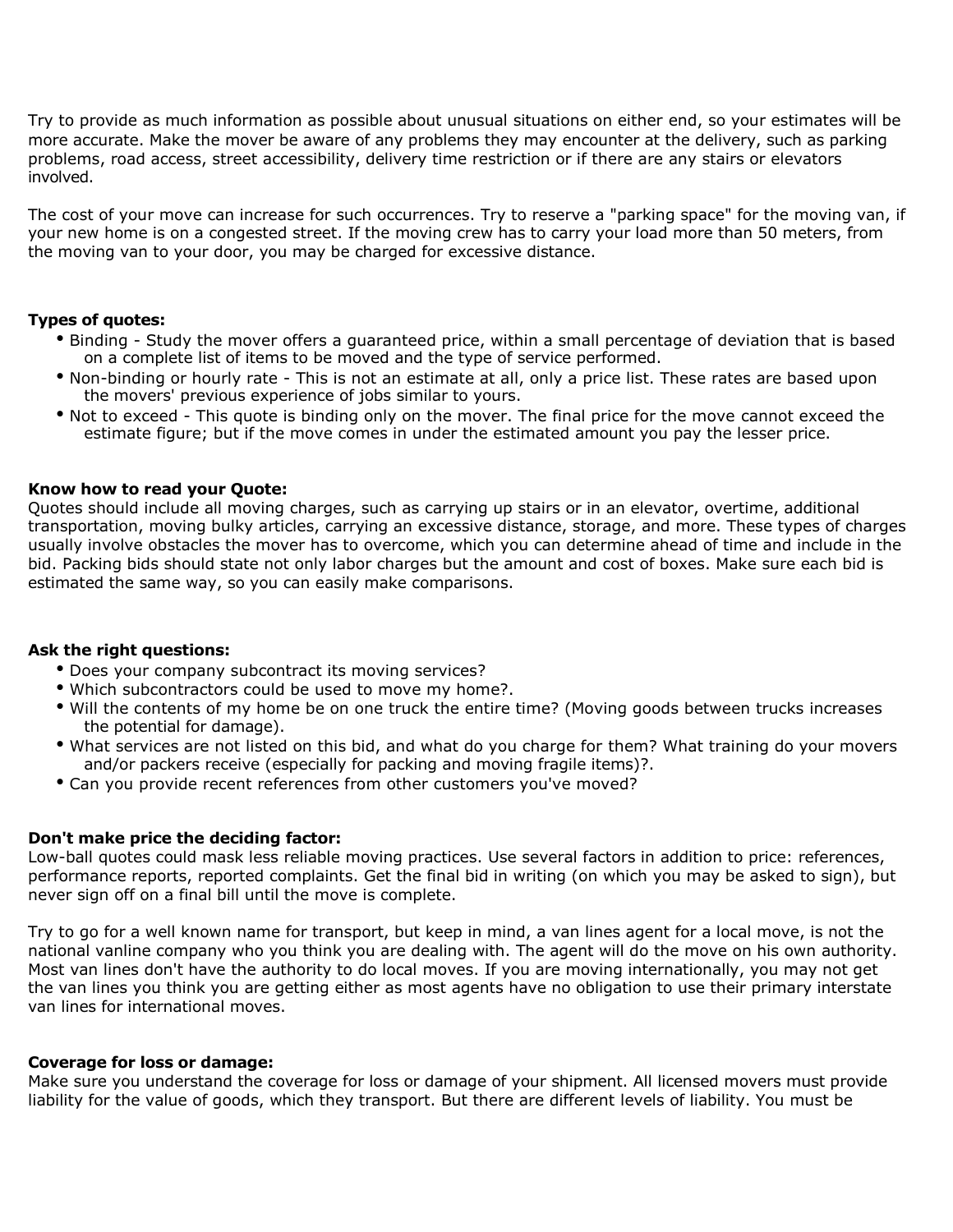Try to provide as much information as possible about unusual situations on either end, so your estimates will be more accurate. Make the mover be aware of any problems they may encounter at the delivery, such as parking problems, road access, street accessibility, delivery time restriction or if there are any stairs or elevators involved.

The cost of your move can increase for such occurrences. Try to reserve a "parking space" for the moving van, if your new home is on a congested street. If the moving crew has to carry your load more than 50 meters, from the moving van to your door, you may be charged for excessive distance.

**Types of quotes:**

- Binding - Study the mover offers a guaranteed price, within a small percentage of deviation that is based on a complete list of items to be moved and the type of service performed.
- Non-binding or hourly rate - This is not an estimate at all, only a price list. These rates are based upon the movers' previous experience of jobs similar to yours.
- Not to exceed - This quote is binding only on the mover. The final price for the move cannot exceed the estimate figure; but if the move comes in under the estimated amount you pay the lesser price.

**Know how to read your Quote:**
Quotes should include all moving charges, such as carrying up stairs or in an elevator, overtime, additional transportation, moving bulky articles, carrying an excessive distance, storage, and more. These types of charges usually involve obstacles the mover has to overcome, which you can determine ahead of time and include in the bid. Packing bids should state not only labor charges but the amount and cost of boxes. Make sure each bid is estimated the same way, so you can easily make comparisons.

**Ask the right questions:**

- Does your company subcontract its moving services?
- Which subcontractors could be used to move my home?.
- Will the contents of my home be on one truck the entire time? (Moving goods between trucks increases the potential for damage).
- What services are not listed on this bid, and what do you charge for them? What training do your movers and/or packers receive (especially for packing and moving fragile items)?.
- Can you provide recent references from other customers you've moved?

**Don't make price the deciding factor:**
Low-ball quotes could mask less reliable moving practices. Use several factors in addition to price: references, performance reports, reported complaints. Get the final bid in writing (on which you may be asked to sign), but never sign off on a final bill until the move is complete.

Try to go for a well known name for transport, but keep in mind, a van lines agent for a local move, is not the national vanline company who you think you are dealing with. The agent will do the move on his own authority. Most van lines don't have the authority to do local moves. If you are moving internationally, you may not get the van lines you think you are getting either as most agents have no obligation to use their primary interstate van lines for international moves.

**Coverage for loss or damage:**
Make sure you understand the coverage for loss or damage of your shipment. All licensed movers must provide liability for the value of goods, which they transport. But there are different levels of liability. You must be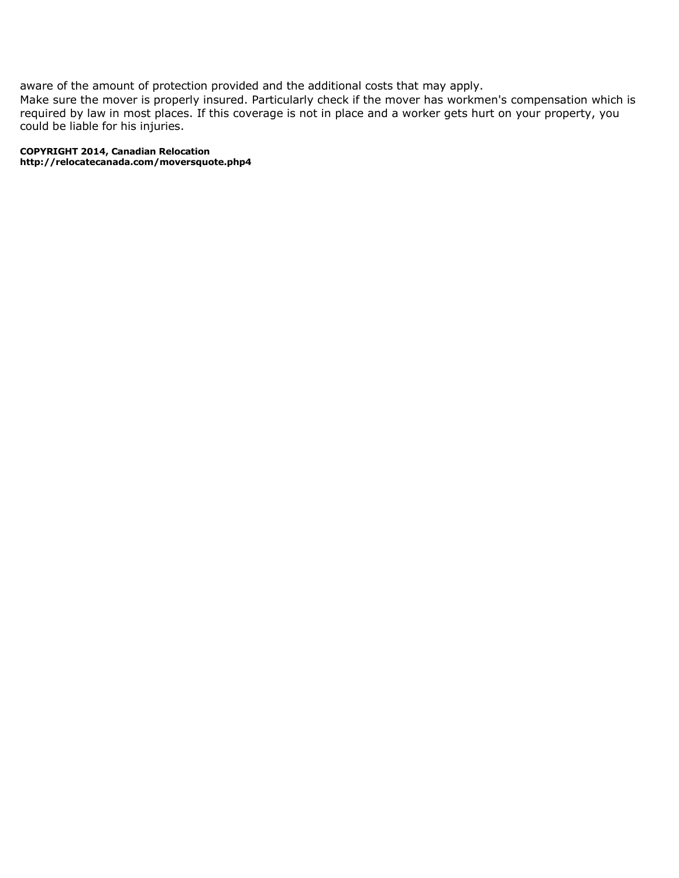aware of the amount of protection provided and the additional costs that may apply.

Make sure the mover is properly insured. Particularly check if the mover has workmen's compensation which is required by law in most places. If this coverage is not in place and a worker gets hurt on your property, you could be liable for his injuries.

**COPYRIGHT 2014, Canadian Relocation**
**http://relocatecanada.com/moversquote.php4**